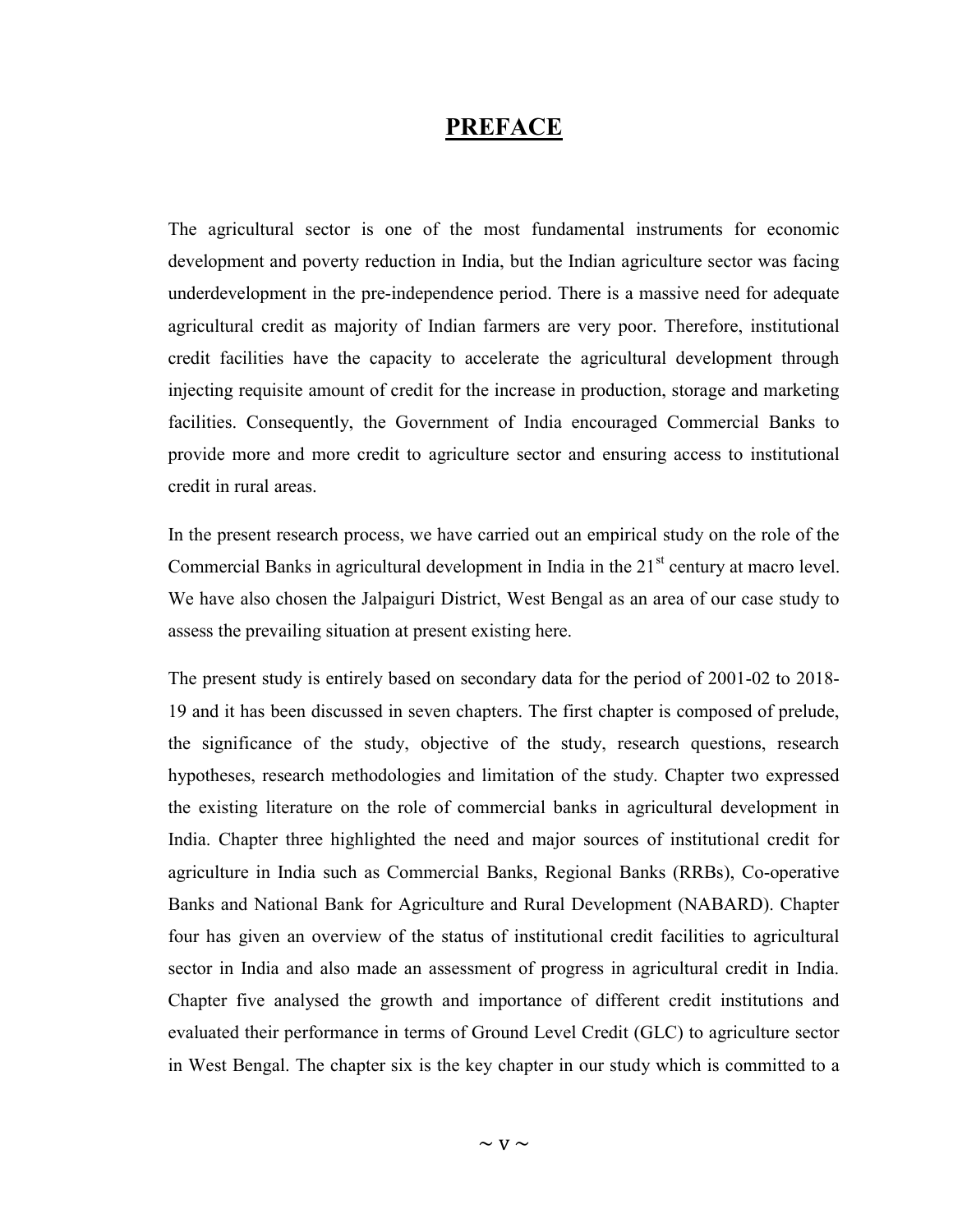# PREFACE

The agricultural sector is one of the most fundamental instruments for economic development and poverty reduction in India, but the Indian agriculture sector was facing underdevelopment in the pre-independence period. There is a massive need for adequate agricultural credit as majority of Indian farmers are very poor. Therefore, institutional credit facilities have the capacity to accelerate the agricultural development through injecting requisite amount of credit for the increase in production, storage and marketing facilities. Consequently, the Government of India encouraged Commercial Banks to provide more and more credit to agriculture sector and ensuring access to institutional credit in rural areas.

In the present research process, we have carried out an empirical study on the role of the Commercial Banks in agricultural development in India in the 21st century at macro level. We have also chosen the Jalpaiguri District, West Bengal as an area of our case study to assess the prevailing situation at present existing here.

The present study is entirely based on secondary data for the period of 2001-02 to 2018-19 and it has been discussed in seven chapters. The first chapter is composed of prelude, the significance of the study, objective of the study, research questions, research hypotheses, research methodologies and limitation of the study. Chapter two expressed the existing literature on the role of commercial banks in agricultural development in India. Chapter three highlighted the need and major sources of institutional credit for agriculture in India such as Commercial Banks, Regional Banks (RRBs), Co-operative Banks and National Bank for Agriculture and Rural Development (NABARD). Chapter four has given an overview of the status of institutional credit facilities to agricultural sector in India and also made an assessment of progress in agricultural credit in India. Chapter five analysed the growth and importance of different credit institutions and evaluated their performance in terms of Ground Level Credit (GLC) to agriculture sector in West Bengal. The chapter six is the key chapter in our study which is committed to a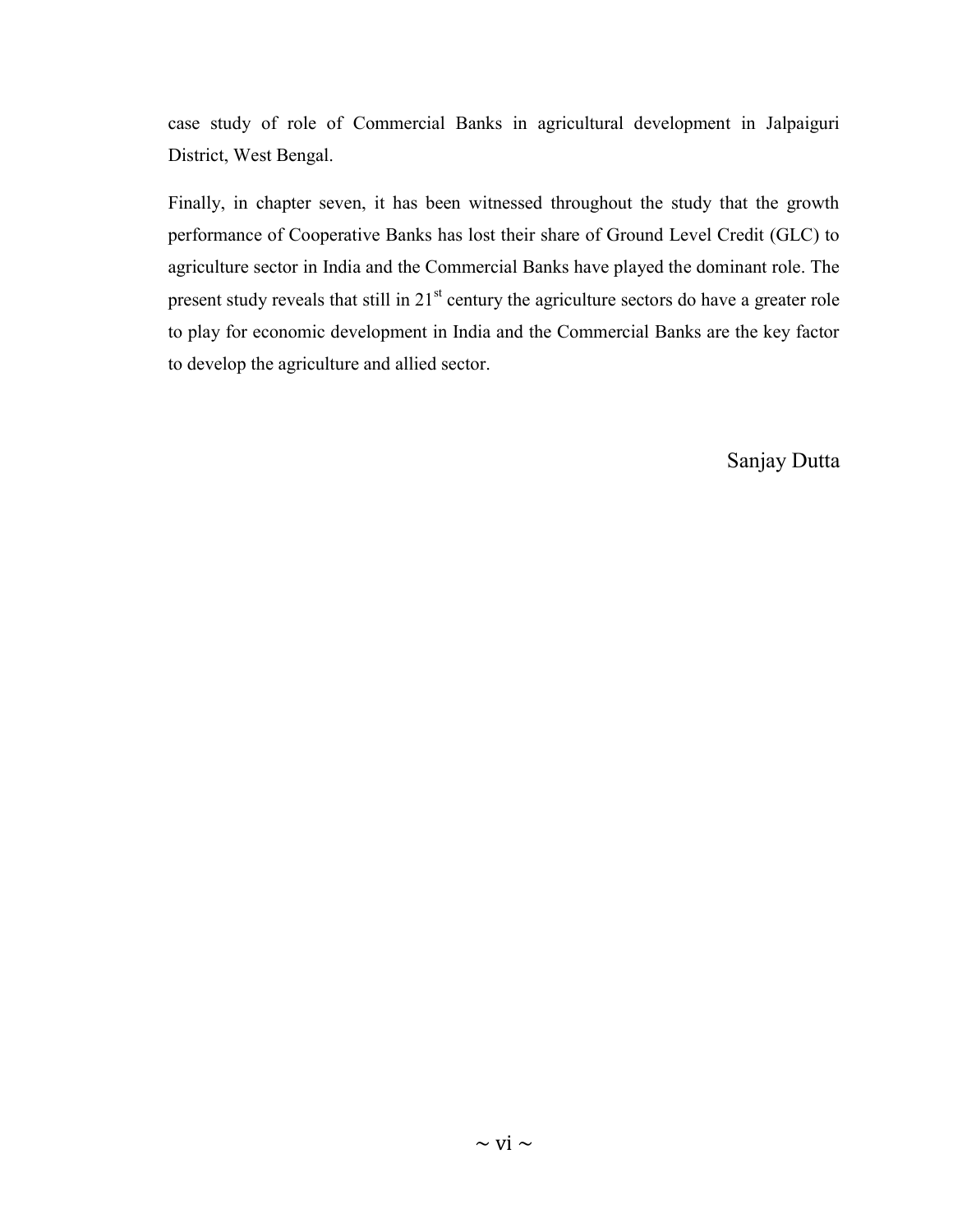case study of role of Commercial Banks in agricultural development in Jalpaiguri District, West Bengal.

Finally, in chapter seven, it has been witnessed throughout the study that the growth performance of Cooperative Banks has lost their share of Ground Level Credit (GLC) to agriculture sector in India and the Commercial Banks have played the dominant role. The present study reveals that still in 21st century the agriculture sectors do have a greater role to play for economic development in India and the Commercial Banks are the key factor to develop the agriculture and allied sector.

Sanjay Dutta